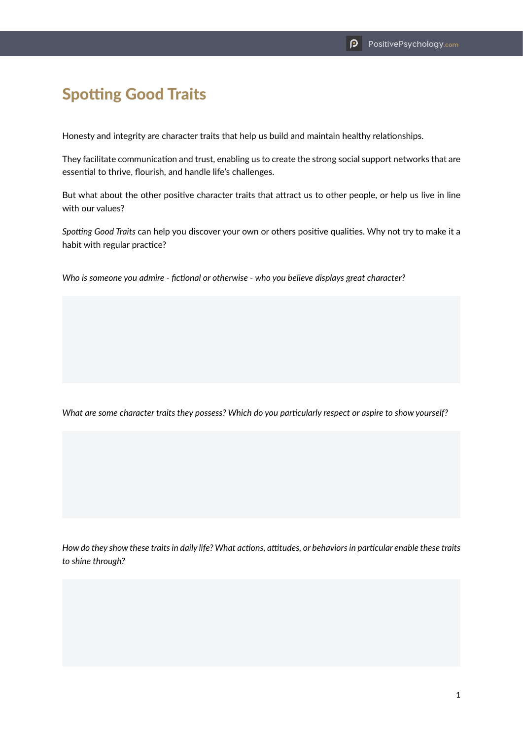# Spotting Good Traits

Honesty and integrity are character traits that help us build and maintain healthy relationships.

They facilitate communication and trust, enabling us to create the strong social support networks that are essential to thrive, flourish, and handle life's challenges.

But what about the other positive character traits that attract us to other people, or help us live in line with our values?

*Spotting Good Traits* can help you discover your own or others positive qualities. Why not try to make it a habit with regular practice?

*Who is someone you admire - fictional or otherwise - who you believe displays great character?*

*What are some character traits they possess? Which do you particularly respect or aspire to show yourself?*

*How do they show these traits in daily life? What actions, attitudes, or behaviors in particular enable these traits to shine through?*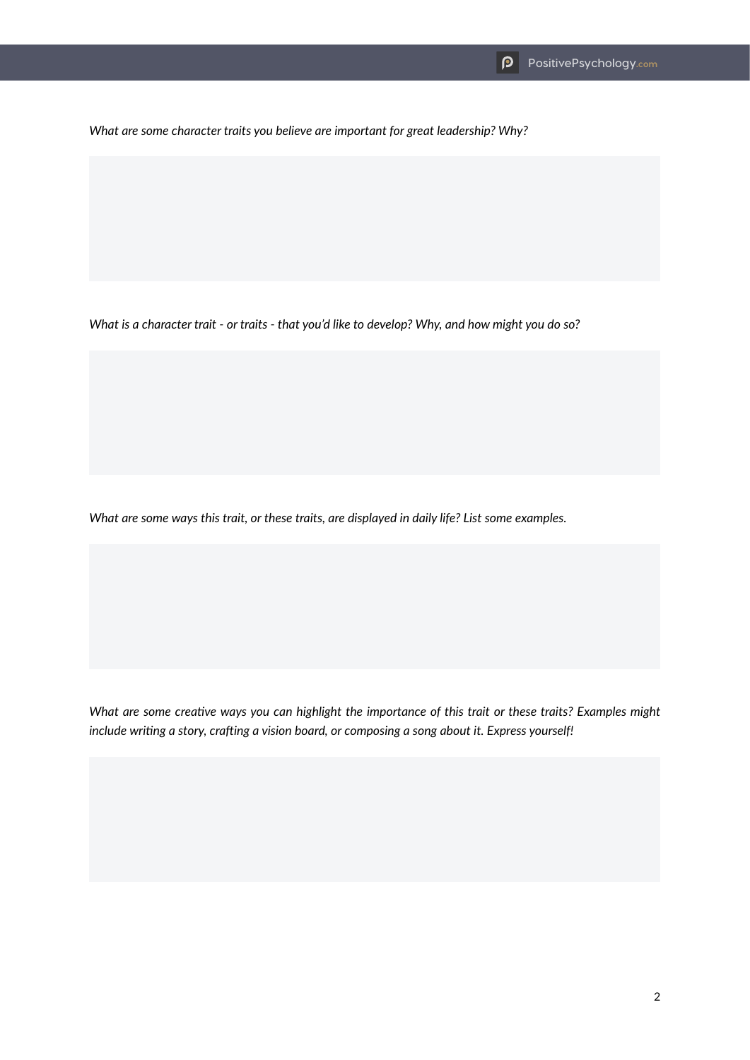*What are some character traits you believe are important for great leadership? Why?*

*What is a character trait - or traits - that you'd like to develop? Why, and how might you do so?*

*What are some ways this trait, or these traits, are displayed in daily life? List some examples.*

*What are some creative ways you can highlight the importance of this trait or these traits? Examples might include writing a story, crafting a vision board, or composing a song about it. Express yourself!*